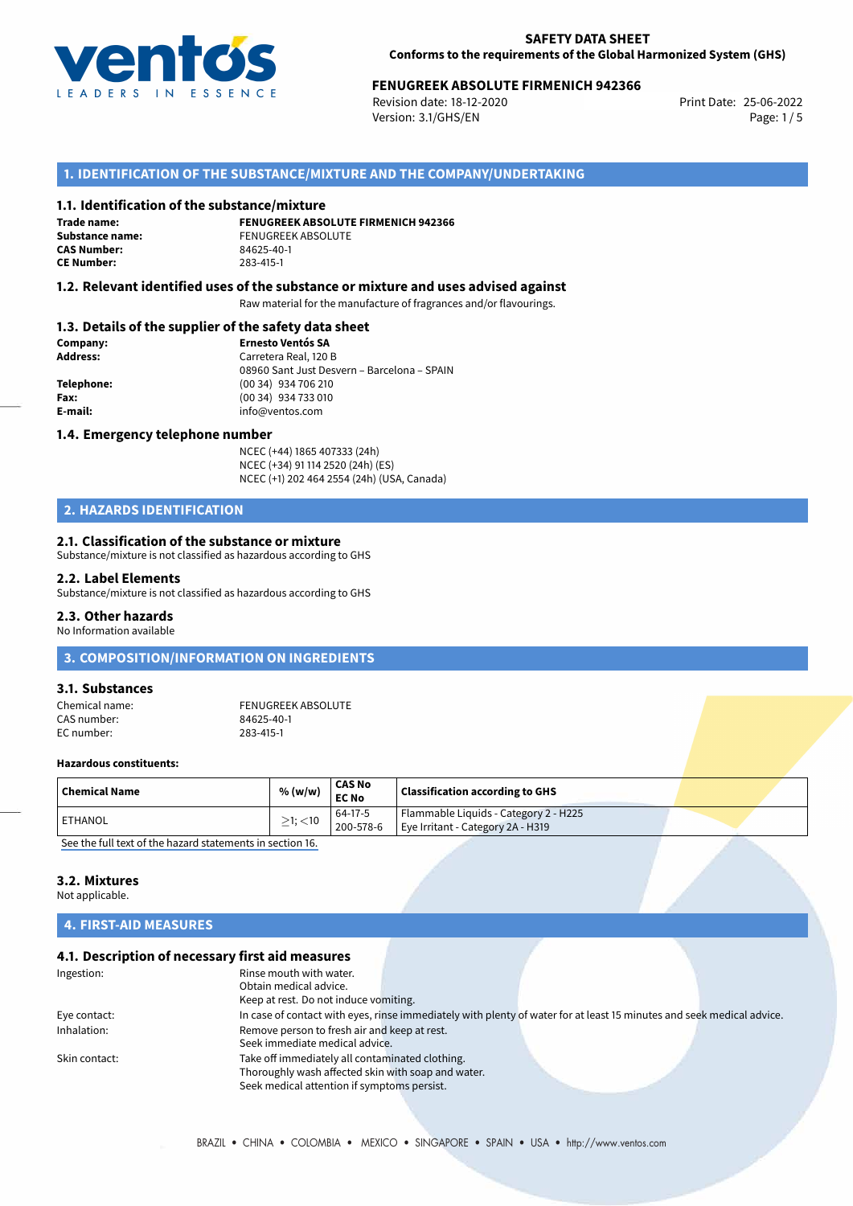**SAFETY DATA SHEET**
**Conforms to the requirements of the Global Harmonized System (GHS)**

## FENUGREEK ABSOLUTE FIRMENICH 942366

Revision date: 18-12-2020
Version: 3.1/GHS/EN
Print Date: 25-06-2022

## 1. IDENTIFICATION OF THE SUBSTANCE/MIXTURE AND THE COMPANY/UNDERTAKING

### 1.1. Identification of the substance/mixture

**Trade name:** **FENUGREEK ABSOLUTE FIRMENICH 942366**
**Substance name:** FENUGREEK ABSOLUTE
**CAS Number:** 84625-40-1
**CE Number:** 283-415-1

### 1.2. Relevant identified uses of the substance or mixture and uses advised against

Raw material for the manufacture of fragrances and/or flavourings.

### 1.3. Details of the supplier of the safety data sheet

**Company:** **Ernesto Ventós SA**
**Address:** Carretera Real, 120 B
08960 Sant Just Desvern – Barcelona – SPAIN
**Telephone:** (00 34) 934 706 210
**Fax:** (00 34) 934 733 010
**E-mail:** info@ventos.com

### 1.4. Emergency telephone number

NCEC (+44) 1865 407333 (24h)
NCEC (+34) 91 114 2520 (24h) (ES)
NCEC (+1) 202 464 2554 (24h) (USA, Canada)

## 2. HAZARDS IDENTIFICATION

### 2.1. Classification of the substance or mixture

Substance/mixture is not classified as hazardous according to GHS

### 2.2. Label Elements

Substance/mixture is not classified as hazardous according to GHS

### 2.3. Other hazards

No Information available

## 3. COMPOSITION/INFORMATION ON INGREDIENTS

### 3.1. Substances

Chemical name: FENUGREEK ABSOLUTE
CAS number: 84625-40-1
EC number: 283-415-1

**Hazardous constituents:**

| Chemical Name | % (w/w) | CAS No<br>EC No | Classification according to GHS |
|---|---|---|---|
| ETHANOL | $\geq$1; $<$10 | 64-17-5<br>200-578-6 | Flammable Liquids - Category 2 - H225<br>Eye Irritant - Category 2A - H319 |

See the full text of the hazard statements in section 16.

### 3.2. Mixtures

Not applicable.

## 4. FIRST-AID MEASURES

### 4.1. Description of necessary first aid measures

Ingestion: Rinse mouth with water.
Obtain medical advice.
Keep at rest. Do not induce vomiting.

Eye contact: In case of contact with eyes, rinse immediately with plenty of water for at least 15 minutes and seek medical advice.

Inhalation: Remove person to fresh air and keep at rest.
Seek immediate medical advice.

Skin contact: Take off immediately all contaminated clothing.
Thoroughly wash affected skin with soap and water.
Seek medical attention if symptoms persist.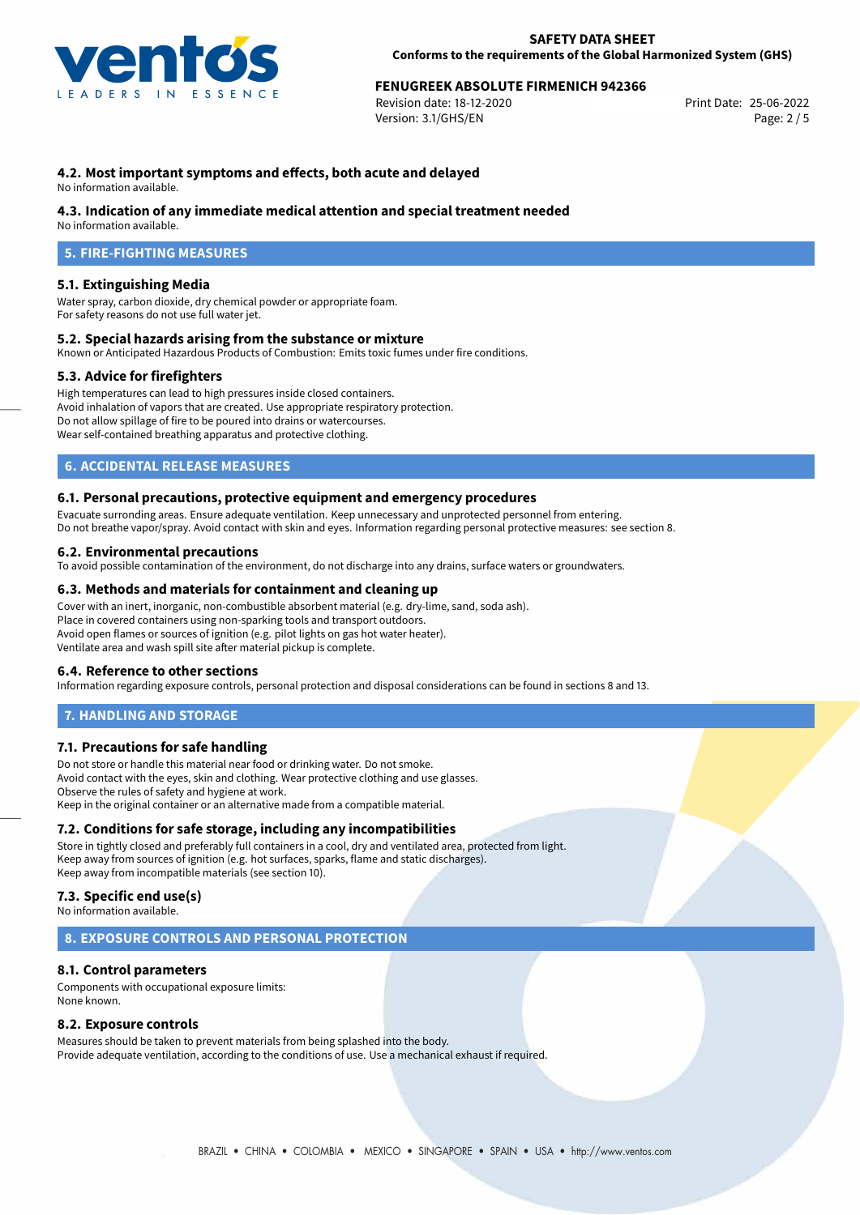### 4.2. Most important symptoms and effects, both acute and delayed

No information available.

### 4.3. Indication of any immediate medical attention and special treatment needed

No information available.

## 5. FIRE-FIGHTING MEASURES

### 5.1. Extinguishing Media

Water spray, carbon dioxide, dry chemical powder or appropriate foam.
For safety reasons do not use full water jet.

### 5.2. Special hazards arising from the substance or mixture

Known or Anticipated Hazardous Products of Combustion: Emits toxic fumes under fire conditions.

### 5.3. Advice for firefighters

High temperatures can lead to high pressures inside closed containers.
Avoid inhalation of vapors that are created. Use appropriate respiratory protection.
Do not allow spillage of fire to be poured into drains or watercourses.
Wear self-contained breathing apparatus and protective clothing.

## 6. ACCIDENTAL RELEASE MEASURES

### 6.1. Personal precautions, protective equipment and emergency procedures

Evacuate surronding areas. Ensure adequate ventilation. Keep unnecessary and unprotected personnel from entering.
Do not breathe vapor/spray. Avoid contact with skin and eyes. Information regarding personal protective measures: see section 8.

### 6.2. Environmental precautions

To avoid possible contamination of the environment, do not discharge into any drains, surface waters or groundwaters.

### 6.3. Methods and materials for containment and cleaning up

Cover with an inert, inorganic, non-combustible absorbent material (e.g. dry-lime, sand, soda ash).
Place in covered containers using non-sparking tools and transport outdoors.
Avoid open flames or sources of ignition (e.g. pilot lights on gas hot water heater).
Ventilate area and wash spill site after material pickup is complete.

### 6.4. Reference to other sections

Information regarding exposure controls, personal protection and disposal considerations can be found in sections 8 and 13.

## 7. HANDLING AND STORAGE

### 7.1. Precautions for safe handling

Do not store or handle this material near food or drinking water. Do not smoke.
Avoid contact with the eyes, skin and clothing. Wear protective clothing and use glasses.
Observe the rules of safety and hygiene at work.
Keep in the original container or an alternative made from a compatible material.

### 7.2. Conditions for safe storage, including any incompatibilities

Store in tightly closed and preferably full containers in a cool, dry and ventilated area, protected from light.
Keep away from sources of ignition (e.g. hot surfaces, sparks, flame and static discharges).
Keep away from incompatible materials (see section 10).

### 7.3. Specific end use(s)

No information available.

## 8. EXPOSURE CONTROLS AND PERSONAL PROTECTION

### 8.1. Control parameters

Components with occupational exposure limits:
None known.

### 8.2. Exposure controls

Measures should be taken to prevent materials from being splashed into the body.
Provide adequate ventilation, according to the conditions of use. Use a mechanical exhaust if required.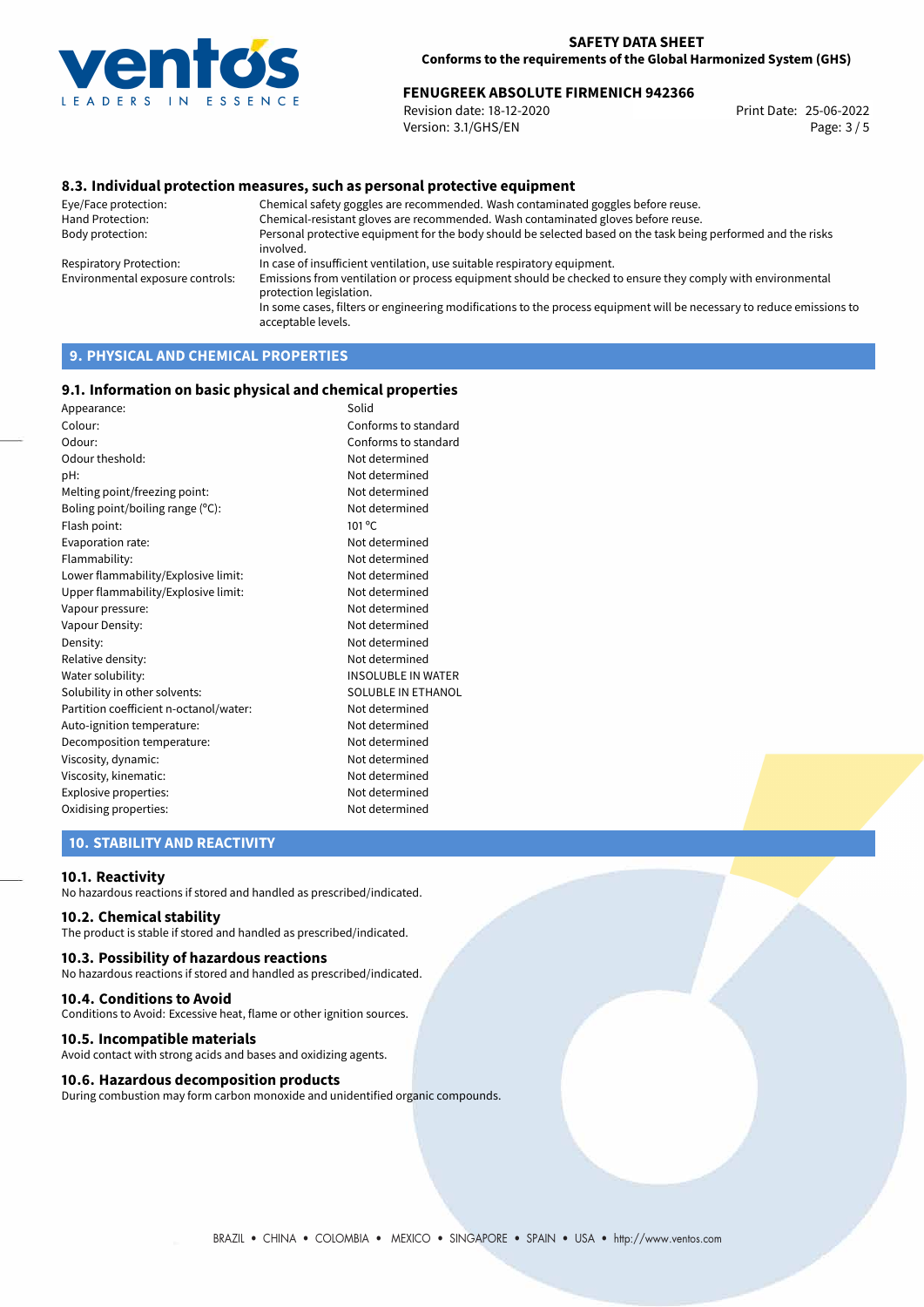## 8.3. Individual protection measures, such as personal protective equipment

| | |
|---|---|
| Eye/Face protection: | Chemical safety goggles are recommended. Wash contaminated goggles before reuse. |
| Hand Protection: | Chemical-resistant gloves are recommended. Wash contaminated gloves before reuse. |
| Body protection: | Personal protective equipment for the body should be selected based on the task being performed and the risks involved. |
| Respiratory Protection: | In case of insufficient ventilation, use suitable respiratory equipment. |
| Environmental exposure controls: | Emissions from ventilation or process equipment should be checked to ensure they comply with environmental protection legislation. In some cases, filters or engineering modifications to the process equipment will be necessary to reduce emissions to acceptable levels. |

# 9. PHYSICAL AND CHEMICAL PROPERTIES

## 9.1. Information on basic physical and chemical properties

| | |
|---|---|
| Appearance: | Solid |
| Colour: | Conforms to standard |
| Odour: | Conforms to standard |
| Odour theshold: | Not determined |
| pH: | Not determined |
| Melting point/freezing point: | Not determined |
| Boling point/boiling range (°C): | Not determined |
| Flash point: | 101 °C |
| Evaporation rate: | Not determined |
| Flammability: | Not determined |
| Lower flammability/Explosive limit: | Not determined |
| Upper flammability/Explosive limit: | Not determined |
| Vapour pressure: | Not determined |
| Vapour Density: | Not determined |
| Density: | Not determined |
| Relative density: | Not determined |
| Water solubility: | INSOLUBLE IN WATER |
| Solubility in other solvents: | SOLUBLE IN ETHANOL |
| Partition coefficient n-octanol/water: | Not determined |
| Auto-ignition temperature: | Not determined |
| Decomposition temperature: | Not determined |
| Viscosity, dynamic: | Not determined |
| Viscosity, kinematic: | Not determined |
| Explosive properties: | Not determined |
| Oxidising properties: | Not determined |

# 10. STABILITY AND REACTIVITY

## 10.1. Reactivity

No hazardous reactions if stored and handled as prescribed/indicated.

## 10.2. Chemical stability

The product is stable if stored and handled as prescribed/indicated.

## 10.3. Possibility of hazardous reactions

No hazardous reactions if stored and handled as prescribed/indicated.

## 10.4. Conditions to Avoid

Conditions to Avoid: Excessive heat, flame or other ignition sources.

## 10.5. Incompatible materials

Avoid contact with strong acids and bases and oxidizing agents.

## 10.6. Hazardous decomposition products

During combustion may form carbon monoxide and unidentified organic compounds.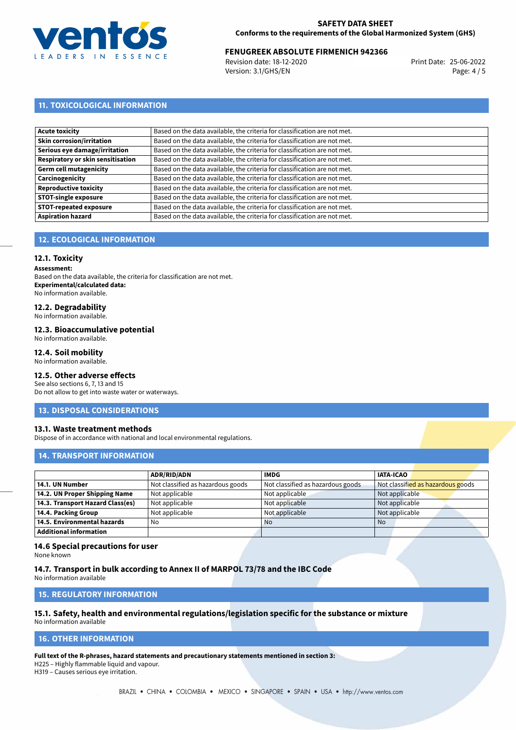## 11. TOXICOLOGICAL INFORMATION

| | |
|---|---|
| **Acute toxicity** | Based on the data available, the criteria for classification are not met. |
| **Skin corrosion/irritation** | Based on the data available, the criteria for classification are not met. |
| **Serious eye damage/irritation** | Based on the data available, the criteria for classification are not met. |
| **Respiratory or skin sensitisation** | Based on the data available, the criteria for classification are not met. |
| **Germ cell mutagenicity** | Based on the data available, the criteria for classification are not met. |
| **Carcinogenicity** | Based on the data available, the criteria for classification are not met. |
| **Reproductive toxicity** | Based on the data available, the criteria for classification are not met. |
| **STOT-single exposure** | Based on the data available, the criteria for classification are not met. |
| **STOT-repeated exposure** | Based on the data available, the criteria for classification are not met. |
| **Aspiration hazard** | Based on the data available, the criteria for classification are not met. |

## 12. ECOLOGICAL INFORMATION

### 12.1. Toxicity

**Assessment:**
Based on the data available, the criteria for classification are not met.
**Experimental/calculated data:**
No information available.

### 12.2. Degradability

No information available.

### 12.3. Bioaccumulative potential

No information available.

### 12.4. Soil mobility

No information available.

### 12.5. Other adverse effects

See also sections 6, 7, 13 and 15
Do not allow to get into waste water or waterways.

## 13. DISPOSAL CONSIDERATIONS

### 13.1. Waste treatment methods

Dispose of in accordance with national and local environmental regulations.

## 14. TRANSPORT INFORMATION

| | ADR/RID/ADN | IMDG | IATA-ICAO |
|---|---|---|---|
| **14.1. UN Number** | Not classified as hazardous goods | Not classified as hazardous goods | Not classified as hazardous goods |
| **14.2. UN Proper Shipping Name** | Not applicable | Not applicable | Not applicable |
| **14.3. Transport Hazard Class(es)** | Not applicable | Not applicable | Not applicable |
| **14.4. Packing Group** | Not applicable | Not applicable | Not applicable |
| **14.5. Environmental hazards** | No | No | No |
| **Additional information** | | | |

### 14.6 Special precautions for user

None known

### 14.7. Transport in bulk according to Annex II of MARPOL 73/78 and the IBC Code

No information available

## 15. REGULATORY INFORMATION

### 15.1. Safety, health and environmental regulations/legislation specific for the substance or mixture

No information available

## 16. OTHER INFORMATION

**Full text of the R-phrases, hazard statements and precautionary statements mentioned in section 3:**
H225 – Highly flammable liquid and vapour.
H319 – Causes serious eye irritation.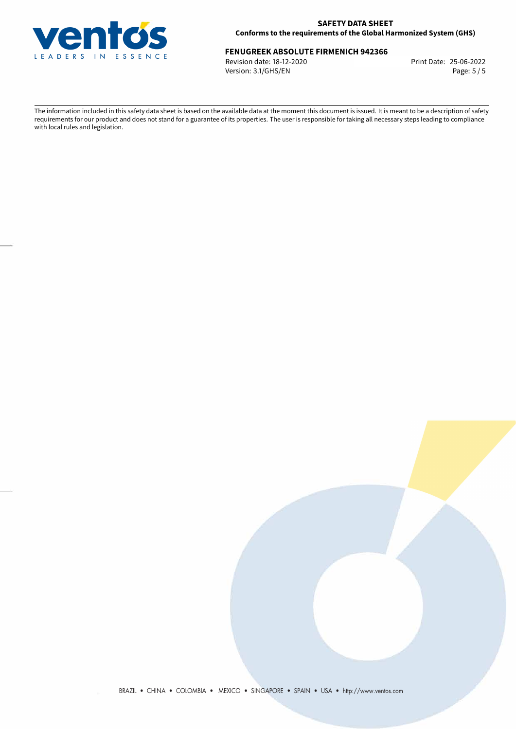The information included in this safety data sheet is based on the available data at the moment this document is issued. It is meant to be a description of safety requirements for our product and does not stand for a guarantee of its properties. The user is responsible for taking all necessary steps leading to compliance with local rules and legislation.